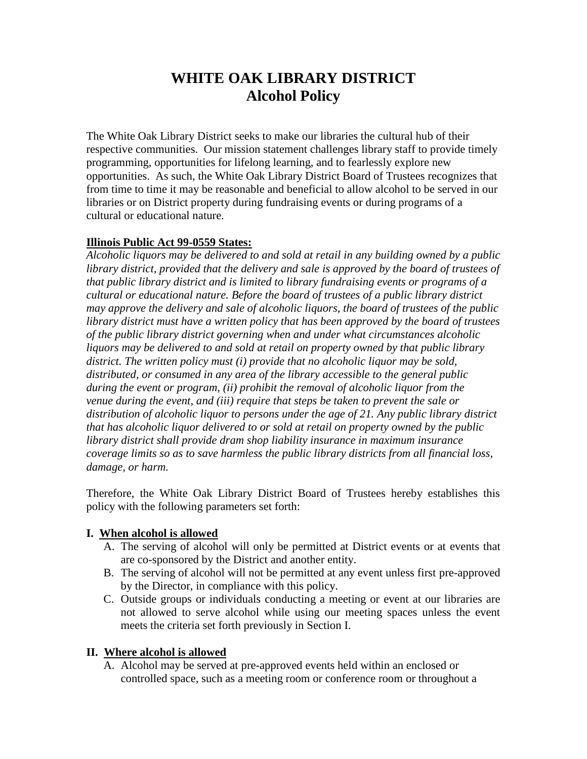# WHITE OAK LIBRARY DISTRICT
## Alcohol Policy

The White Oak Library District seeks to make our libraries the cultural hub of their respective communities. Our mission statement challenges library staff to provide timely programming, opportunities for lifelong learning, and to fearlessly explore new opportunities. As such, the White Oak Library District Board of Trustees recognizes that from time to time it may be reasonable and beneficial to allow alcohol to be served in our libraries or on District property during fundraising events or during programs of a cultural or educational nature.

**Illinois Public Act 99-0559 States:**

*Alcoholic liquors may be delivered to and sold at retail in any building owned by a public library district, provided that the delivery and sale is approved by the board of trustees of that public library district and is limited to library fundraising events or programs of a cultural or educational nature. Before the board of trustees of a public library district may approve the delivery and sale of alcoholic liquors, the board of trustees of the public library district must have a written policy that has been approved by the board of trustees of the public library district governing when and under what circumstances alcoholic liquors may be delivered to and sold at retail on property owned by that public library district. The written policy must (i) provide that no alcoholic liquor may be sold, distributed, or consumed in any area of the library accessible to the general public during the event or program, (ii) prohibit the removal of alcoholic liquor from the venue during the event, and (iii) require that steps be taken to prevent the sale or distribution of alcoholic liquor to persons under the age of 21. Any public library district that has alcoholic liquor delivered to or sold at retail on property owned by the public library district shall provide dram shop liability insurance in maximum insurance coverage limits so as to save harmless the public library districts from all financial loss, damage, or harm.*

Therefore, the White Oak Library District Board of Trustees hereby establishes this policy with the following parameters set forth:

**I. When alcohol is allowed**

A. The serving of alcohol will only be permitted at District events or at events that are co-sponsored by the District and another entity.

B. The serving of alcohol will not be permitted at any event unless first pre-approved by the Director, in compliance with this policy.

C. Outside groups or individuals conducting a meeting or event at our libraries are not allowed to serve alcohol while using our meeting spaces unless the event meets the criteria set forth previously in Section I.

**II. Where alcohol is allowed**

A. Alcohol may be served at pre-approved events held within an enclosed or controlled space, such as a meeting room or conference room or throughout a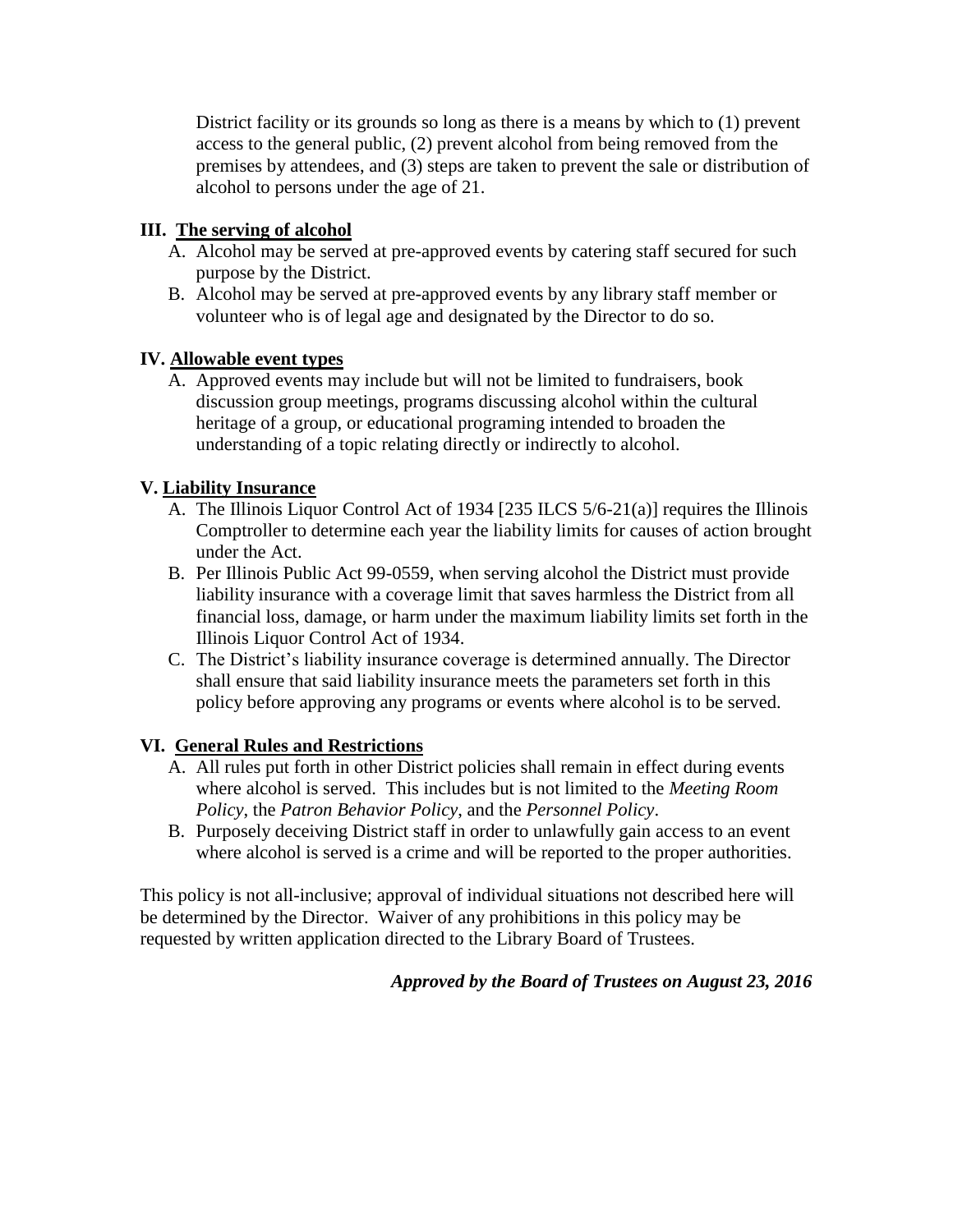District facility or its grounds so long as there is a means by which to (1) prevent access to the general public, (2) prevent alcohol from being removed from the premises by attendees, and (3) steps are taken to prevent the sale or distribution of alcohol to persons under the age of 21.

## III. <u>The serving of alcohol</u>

A. Alcohol may be served at pre-approved events by catering staff secured for such purpose by the District.

B. Alcohol may be served at pre-approved events by any library staff member or volunteer who is of legal age and designated by the Director to do so.

## IV. <u>Allowable event types</u>

A. Approved events may include but will not be limited to fundraisers, book discussion group meetings, programs discussing alcohol within the cultural heritage of a group, or educational programing intended to broaden the understanding of a topic relating directly or indirectly to alcohol.

## V. <u>Liability Insurance</u>

A. The Illinois Liquor Control Act of 1934 [235 ILCS 5/6-21(a)] requires the Illinois Comptroller to determine each year the liability limits for causes of action brought under the Act.

B. Per Illinois Public Act 99-0559, when serving alcohol the District must provide liability insurance with a coverage limit that saves harmless the District from all financial loss, damage, or harm under the maximum liability limits set forth in the Illinois Liquor Control Act of 1934.

C. The District's liability insurance coverage is determined annually. The Director shall ensure that said liability insurance meets the parameters set forth in this policy before approving any programs or events where alcohol is to be served.

## VI. <u>General Rules and Restrictions</u>

A. All rules put forth in other District policies shall remain in effect during events where alcohol is served. This includes but is not limited to the *Meeting Room Policy*, the *Patron Behavior Policy*, and the *Personnel Policy*.

B. Purposely deceiving District staff in order to unlawfully gain access to an event where alcohol is served is a crime and will be reported to the proper authorities.

This policy is not all-inclusive; approval of individual situations not described here will be determined by the Director. Waiver of any prohibitions in this policy may be requested by written application directed to the Library Board of Trustees.

***Approved by the Board of Trustees on August 23, 2016***